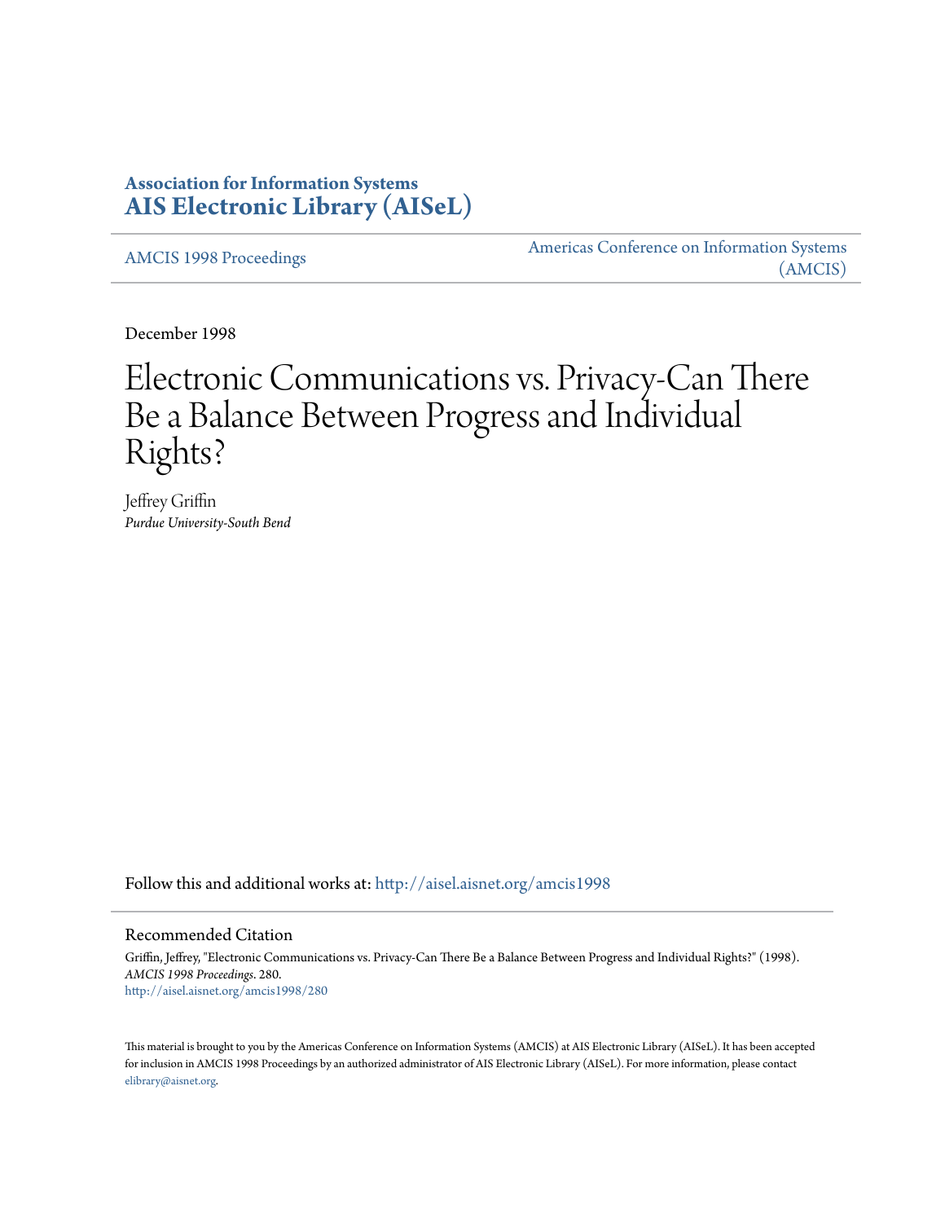**Association for Information Systems**
**AIS Electronic Library (AISeL)**

AMCIS 1998 Proceedings

Americas Conference on Information Systems (AMCIS)

December 1998

# Electronic Communications vs. Privacy-Can There Be a Balance Between Progress and Individual Rights?

Jeffrey Griffin
*Purdue University-South Bend*

Follow this and additional works at: http://aisel.aisnet.org/amcis1998

## Recommended Citation

Griffin, Jeffrey, "Electronic Communications vs. Privacy-Can There Be a Balance Between Progress and Individual Rights?" (1998). *AMCIS 1998 Proceedings*. 280.
http://aisel.aisnet.org/amcis1998/280

This material is brought to you by the Americas Conference on Information Systems (AMCIS) at AIS Electronic Library (AISeL). It has been accepted for inclusion in AMCIS 1998 Proceedings by an authorized administrator of AIS Electronic Library (AISeL). For more information, please contact elibrary@aisnet.org.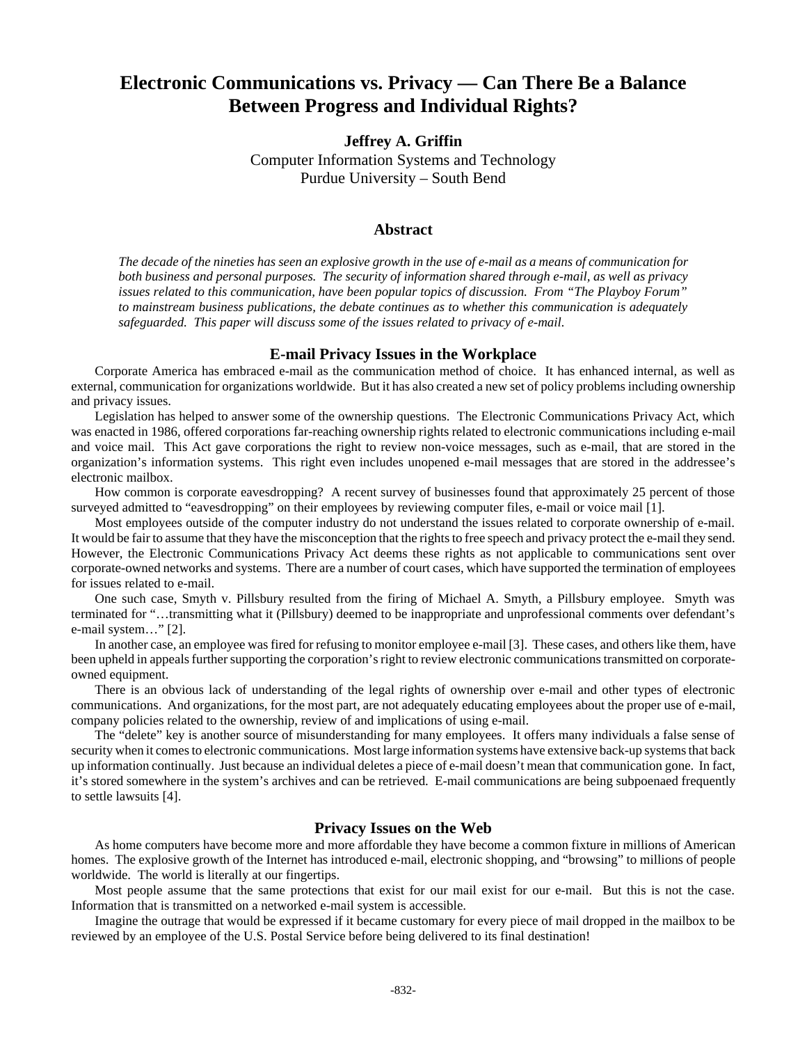# Electronic Communications vs. Privacy — Can There Be a Balance Between Progress and Individual Rights?

**Jeffrey A. Griffin**

Computer Information Systems and Technology
Purdue University – South Bend

## Abstract

*The decade of the nineties has seen an explosive growth in the use of e-mail as a means of communication for both business and personal purposes. The security of information shared through e-mail, as well as privacy issues related to this communication, have been popular topics of discussion. From "The Playboy Forum" to mainstream business publications, the debate continues as to whether this communication is adequately safeguarded. This paper will discuss some of the issues related to privacy of e-mail.*

## E-mail Privacy Issues in the Workplace

Corporate America has embraced e-mail as the communication method of choice. It has enhanced internal, as well as external, communication for organizations worldwide. But it has also created a new set of policy problems including ownership and privacy issues.

Legislation has helped to answer some of the ownership questions. The Electronic Communications Privacy Act, which was enacted in 1986, offered corporations far-reaching ownership rights related to electronic communications including e-mail and voice mail. This Act gave corporations the right to review non-voice messages, such as e-mail, that are stored in the organization's information systems. This right even includes unopened e-mail messages that are stored in the addressee's electronic mailbox.

How common is corporate eavesdropping? A recent survey of businesses found that approximately 25 percent of those surveyed admitted to "eavesdropping" on their employees by reviewing computer files, e-mail or voice mail [1].

Most employees outside of the computer industry do not understand the issues related to corporate ownership of e-mail. It would be fair to assume that they have the misconception that the rights to free speech and privacy protect the e-mail they send. However, the Electronic Communications Privacy Act deems these rights as not applicable to communications sent over corporate-owned networks and systems. There are a number of court cases, which have supported the termination of employees for issues related to e-mail.

One such case, Smyth v. Pillsbury resulted from the firing of Michael A. Smyth, a Pillsbury employee. Smyth was terminated for "…transmitting what it (Pillsbury) deemed to be inappropriate and unprofessional comments over defendant's e-mail system…" [2].

In another case, an employee was fired for refusing to monitor employee e-mail [3]. These cases, and others like them, have been upheld in appeals further supporting the corporation's right to review electronic communications transmitted on corporate-owned equipment.

There is an obvious lack of understanding of the legal rights of ownership over e-mail and other types of electronic communications. And organizations, for the most part, are not adequately educating employees about the proper use of e-mail, company policies related to the ownership, review of and implications of using e-mail.

The "delete" key is another source of misunderstanding for many employees. It offers many individuals a false sense of security when it comes to electronic communications. Most large information systems have extensive back-up systems that back up information continually. Just because an individual deletes a piece of e-mail doesn't mean that communication gone. In fact, it's stored somewhere in the system's archives and can be retrieved. E-mail communications are being subpoenaed frequently to settle lawsuits [4].

## Privacy Issues on the Web

As home computers have become more and more affordable they have become a common fixture in millions of American homes. The explosive growth of the Internet has introduced e-mail, electronic shopping, and "browsing" to millions of people worldwide. The world is literally at our fingertips.

Most people assume that the same protections that exist for our mail exist for our e-mail. But this is not the case. Information that is transmitted on a networked e-mail system is accessible.

Imagine the outrage that would be expressed if it became customary for every piece of mail dropped in the mailbox to be reviewed by an employee of the U.S. Postal Service before being delivered to its final destination!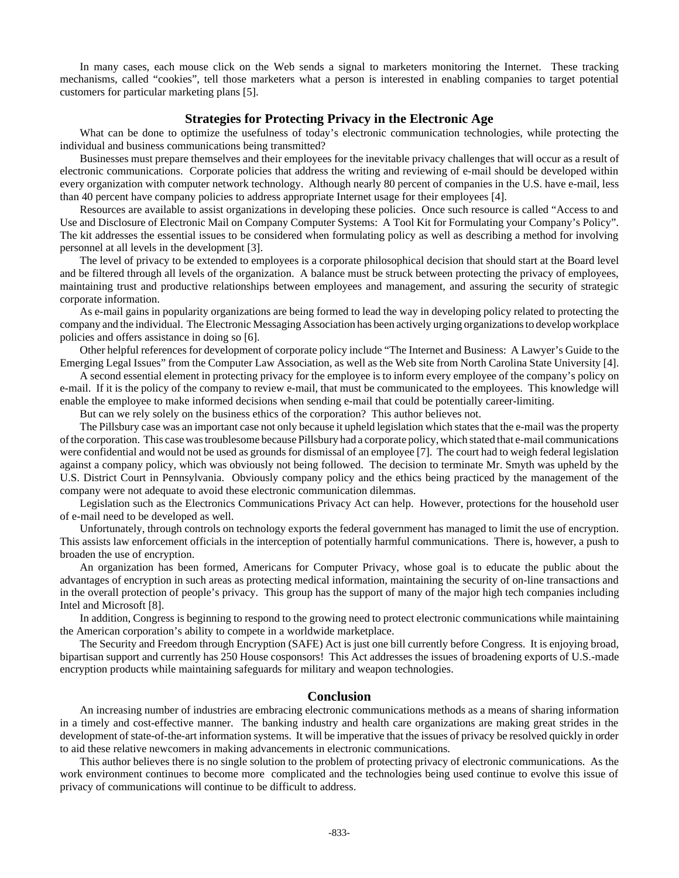In many cases, each mouse click on the Web sends a signal to marketers monitoring the Internet. These tracking mechanisms, called "cookies", tell those marketers what a person is interested in enabling companies to target potential customers for particular marketing plans [5].

## Strategies for Protecting Privacy in the Electronic Age

What can be done to optimize the usefulness of today's electronic communication technologies, while protecting the individual and business communications being transmitted?

Businesses must prepare themselves and their employees for the inevitable privacy challenges that will occur as a result of electronic communications. Corporate policies that address the writing and reviewing of e-mail should be developed within every organization with computer network technology. Although nearly 80 percent of companies in the U.S. have e-mail, less than 40 percent have company policies to address appropriate Internet usage for their employees [4].

Resources are available to assist organizations in developing these policies. Once such resource is called "Access to and Use and Disclosure of Electronic Mail on Company Computer Systems: A Tool Kit for Formulating your Company's Policy". The kit addresses the essential issues to be considered when formulating policy as well as describing a method for involving personnel at all levels in the development [3].

The level of privacy to be extended to employees is a corporate philosophical decision that should start at the Board level and be filtered through all levels of the organization. A balance must be struck between protecting the privacy of employees, maintaining trust and productive relationships between employees and management, and assuring the security of strategic corporate information.

As e-mail gains in popularity organizations are being formed to lead the way in developing policy related to protecting the company and the individual. The Electronic Messaging Association has been actively urging organizations to develop workplace policies and offers assistance in doing so [6].

Other helpful references for development of corporate policy include "The Internet and Business: A Lawyer's Guide to the Emerging Legal Issues" from the Computer Law Association, as well as the Web site from North Carolina State University [4].

A second essential element in protecting privacy for the employee is to inform every employee of the company's policy on e-mail. If it is the policy of the company to review e-mail, that must be communicated to the employees. This knowledge will enable the employee to make informed decisions when sending e-mail that could be potentially career-limiting.

But can we rely solely on the business ethics of the corporation? This author believes not.

The Pillsbury case was an important case not only because it upheld legislation which states that the e-mail was the property of the corporation. This case was troublesome because Pillsbury had a corporate policy, which stated that e-mail communications were confidential and would not be used as grounds for dismissal of an employee [7]. The court had to weigh federal legislation against a company policy, which was obviously not being followed. The decision to terminate Mr. Smyth was upheld by the U.S. District Court in Pennsylvania. Obviously company policy and the ethics being practiced by the management of the company were not adequate to avoid these electronic communication dilemmas.

Legislation such as the Electronics Communications Privacy Act can help. However, protections for the household user of e-mail need to be developed as well.

Unfortunately, through controls on technology exports the federal government has managed to limit the use of encryption. This assists law enforcement officials in the interception of potentially harmful communications. There is, however, a push to broaden the use of encryption.

An organization has been formed, Americans for Computer Privacy, whose goal is to educate the public about the advantages of encryption in such areas as protecting medical information, maintaining the security of on-line transactions and in the overall protection of people's privacy. This group has the support of many of the major high tech companies including Intel and Microsoft [8].

In addition, Congress is beginning to respond to the growing need to protect electronic communications while maintaining the American corporation's ability to compete in a worldwide marketplace.

The Security and Freedom through Encryption (SAFE) Act is just one bill currently before Congress. It is enjoying broad, bipartisan support and currently has 250 House cosponsors! This Act addresses the issues of broadening exports of U.S.-made encryption products while maintaining safeguards for military and weapon technologies.

## Conclusion

An increasing number of industries are embracing electronic communications methods as a means of sharing information in a timely and cost-effective manner. The banking industry and health care organizations are making great strides in the development of state-of-the-art information systems. It will be imperative that the issues of privacy be resolved quickly in order to aid these relative newcomers in making advancements in electronic communications.

This author believes there is no single solution to the problem of protecting privacy of electronic communications. As the work environment continues to become more complicated and the technologies being used continue to evolve this issue of privacy of communications will continue to be difficult to address.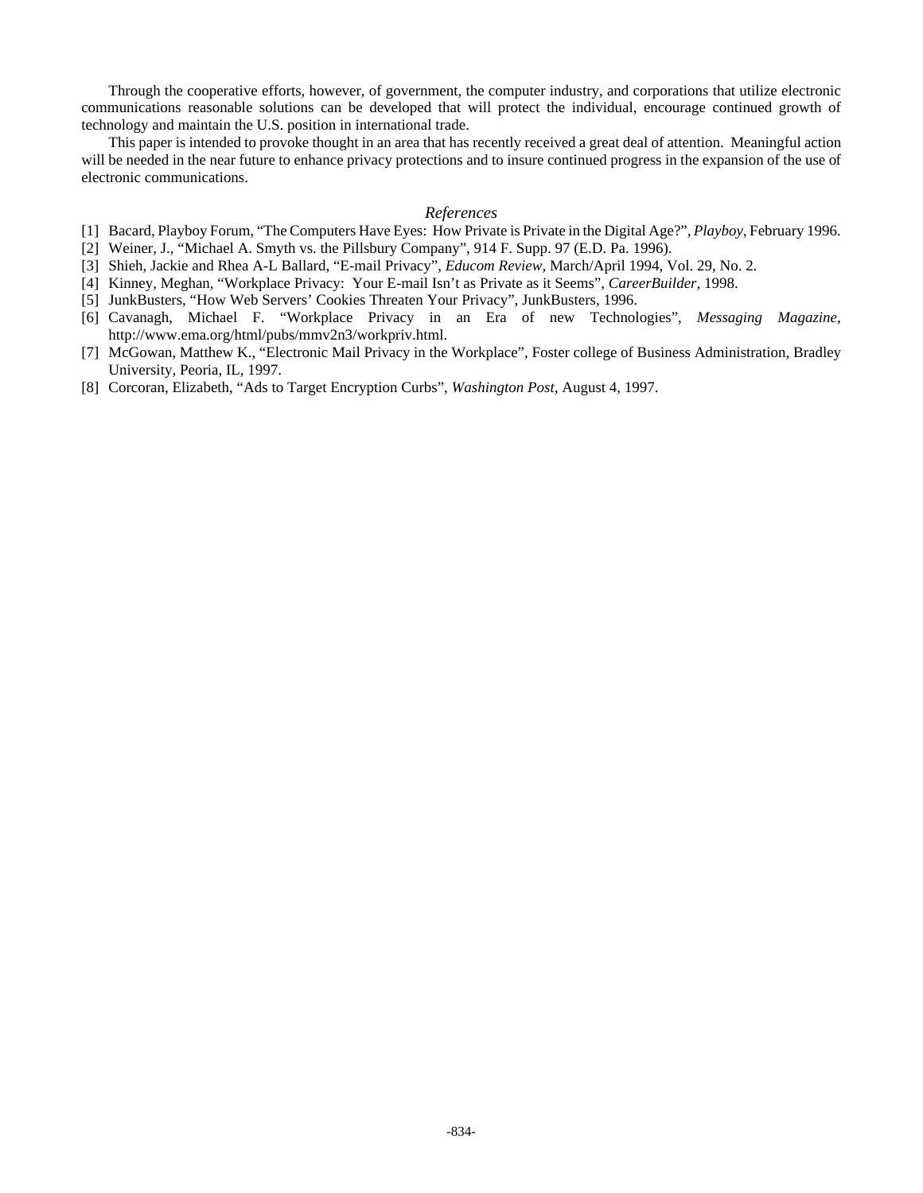Through the cooperative efforts, however, of government, the computer industry, and corporations that utilize electronic communications reasonable solutions can be developed that will protect the individual, encourage continued growth of technology and maintain the U.S. position in international trade.

This paper is intended to provoke thought in an area that has recently received a great deal of attention. Meaningful action will be needed in the near future to enhance privacy protections and to insure continued progress in the expansion of the use of electronic communications.

## *References*

[1] Bacard, Playboy Forum, "The Computers Have Eyes: How Private is Private in the Digital Age?", *Playboy*, February 1996.

[2] Weiner, J., "Michael A. Smyth vs. the Pillsbury Company", 914 F. Supp. 97 (E.D. Pa. 1996).

[3] Shieh, Jackie and Rhea A-L Ballard, "E-mail Privacy", *Educom Review*, March/April 1994, Vol. 29, No. 2.

[4] Kinney, Meghan, "Workplace Privacy: Your E-mail Isn't as Private as it Seems", *CareerBuilder*, 1998.

[5] JunkBusters, "How Web Servers' Cookies Threaten Your Privacy", JunkBusters, 1996.

[6] Cavanagh, Michael F. "Workplace Privacy in an Era of new Technologies", *Messaging Magazine*, http://www.ema.org/html/pubs/mmv2n3/workpriv.html.

[7] McGowan, Matthew K., "Electronic Mail Privacy in the Workplace", Foster college of Business Administration, Bradley University, Peoria, IL, 1997.

[8] Corcoran, Elizabeth, "Ads to Target Encryption Curbs", *Washington Post*, August 4, 1997.